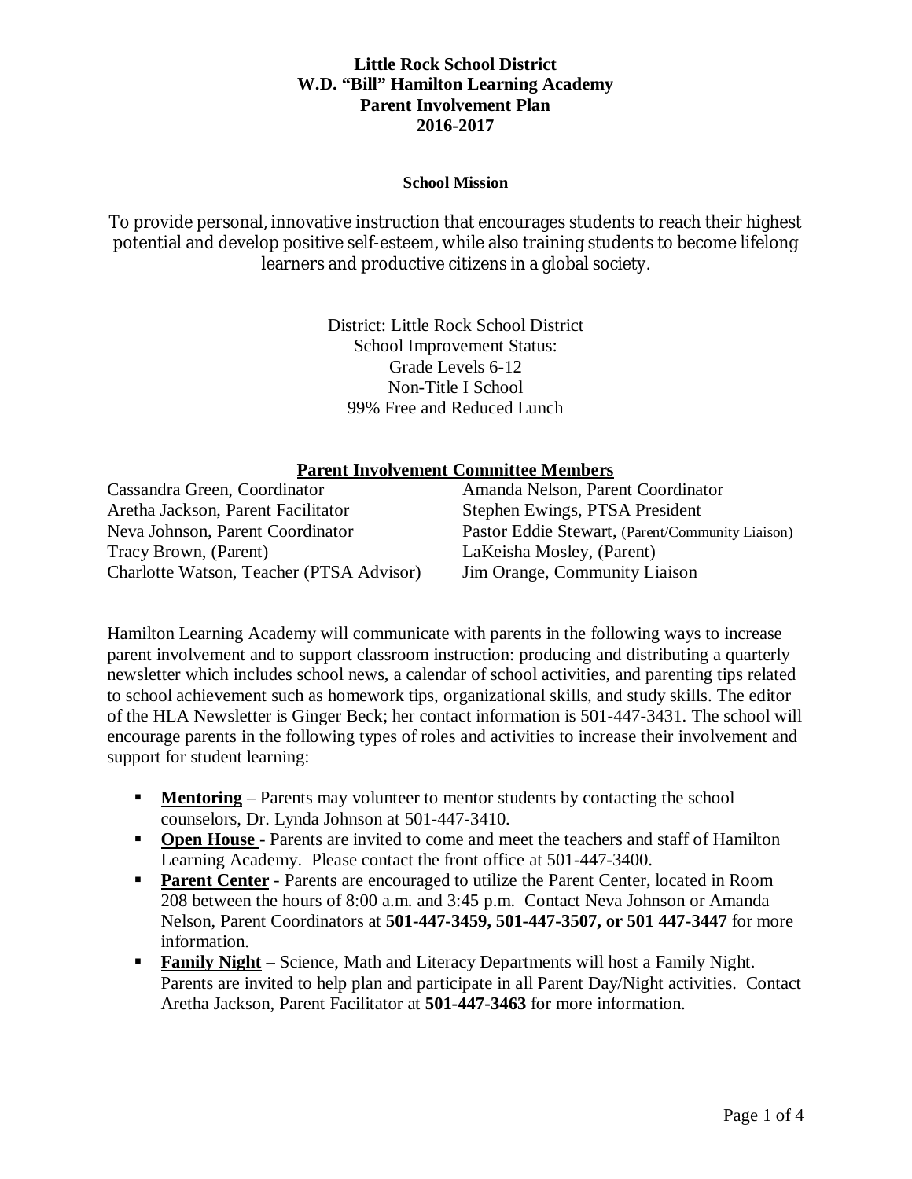# Little Rock School District
# W.D. "Bill" Hamilton Learning Academy
# Parent Involvement Plan
# 2016-2017

### School Mission

To provide personal, innovative instruction that encourages students to reach their highest potential and develop positive self-esteem, while also training students to become lifelong learners and productive citizens in a global society.

District: Little Rock School District
School Improvement Status:
Grade Levels 6-12
Non-Title I School
99% Free and Reduced Lunch

## Parent Involvement Committee Members

Cassandra Green, Coordinator
Aretha Jackson, Parent Facilitator
Neva Johnson, Parent Coordinator
Tracy Brown, (Parent)
Charlotte Watson, Teacher (PTSA Advisor)
Amanda Nelson, Parent Coordinator
Stephen Ewings, PTSA President
Pastor Eddie Stewart, (Parent/Community Liaison)
LaKeisha Mosley, (Parent)
Jim Orange, Community Liaison

Hamilton Learning Academy will communicate with parents in the following ways to increase parent involvement and to support classroom instruction: producing and distributing a quarterly newsletter which includes school news, a calendar of school activities, and parenting tips related to school achievement such as homework tips, organizational skills, and study skills. The editor of the HLA Newsletter is Ginger Beck; her contact information is 501-447-3431. The school will encourage parents in the following types of roles and activities to increase their involvement and support for student learning:

- **Mentoring** – Parents may volunteer to mentor students by contacting the school counselors, Dr. Lynda Johnson at 501-447-3410.
- **Open House** - Parents are invited to come and meet the teachers and staff of Hamilton Learning Academy. Please contact the front office at 501-447-3400.
- **Parent Center** - Parents are encouraged to utilize the Parent Center, located in Room 208 between the hours of 8:00 a.m. and 3:45 p.m. Contact Neva Johnson or Amanda Nelson, Parent Coordinators at **501-447-3459, 501-447-3507, or 501 447-3447** for more information.
- **Family Night** – Science, Math and Literacy Departments will host a Family Night. Parents are invited to help plan and participate in all Parent Day/Night activities. Contact Aretha Jackson, Parent Facilitator at **501-447-3463** for more information.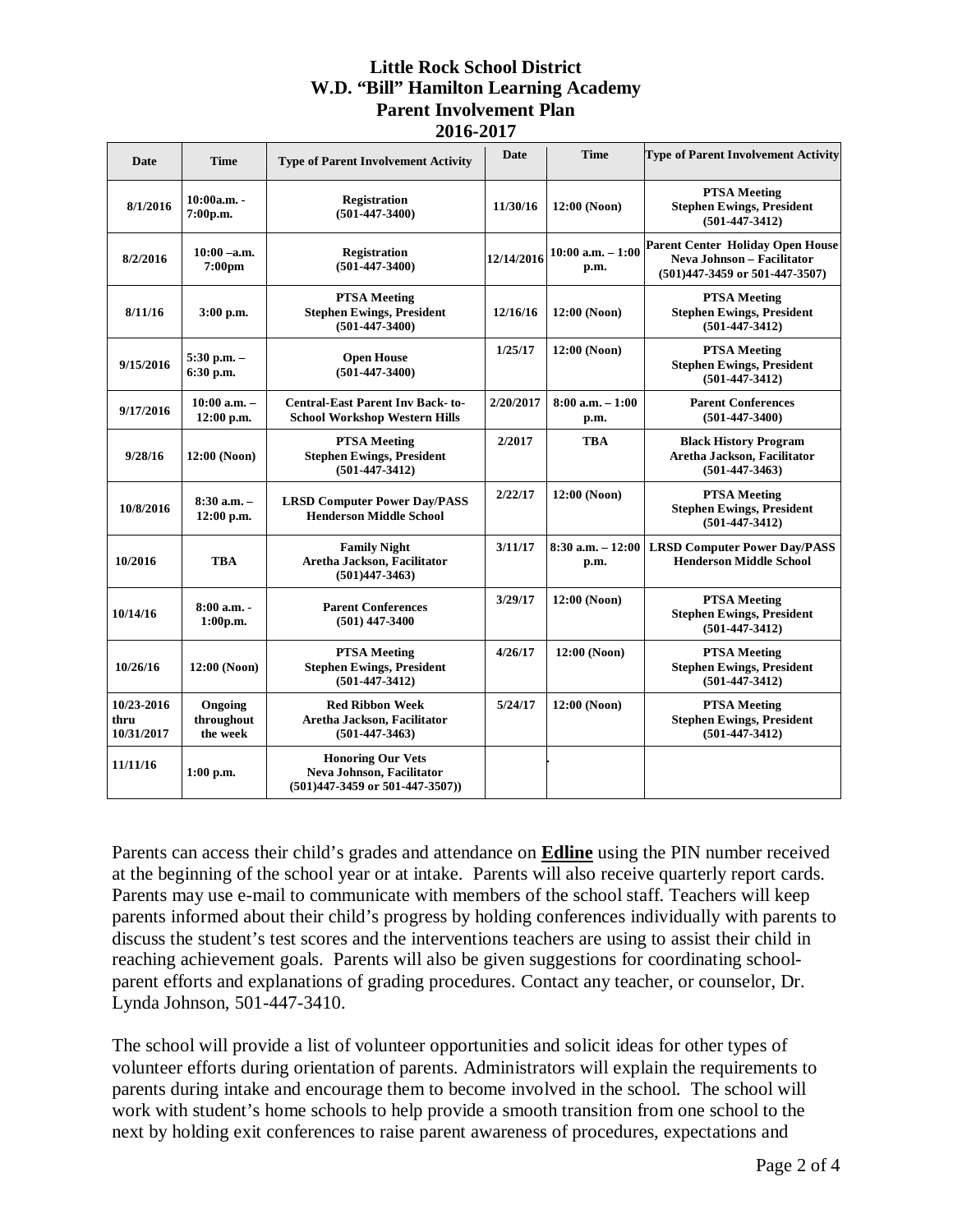**Little Rock School District**
**W.D. "Bill" Hamilton Learning Academy**
**Parent Involvement Plan**
**2016-2017**

| Date | Time | Type of Parent Involvement Activity | Date | Time | Type of Parent Involvement Activity |
|---|---|---|---|---|---|
| 8/1/2016 | 10:00a.m. - 7:00p.m. | Registration (501-447-3400) | 11/30/16 | 12:00 (Noon) | PTSA Meeting Stephen Ewings, President (501-447-3412) |
| 8/2/2016 | 10:00 –a.m. 7:00pm | Registration (501-447-3400) | 12/14/2016 | 10:00 a.m. – 1:00 p.m. | Parent Center Holiday Open House Neva Johnson – Facilitator (501)447-3459 or 501-447-3507) |
| 8/11/16 | 3:00 p.m. | PTSA Meeting Stephen Ewings, President (501-447-3400) | 12/16/16 | 12:00 (Noon) | PTSA Meeting Stephen Ewings, President (501-447-3412) |
| 9/15/2016 | 5:30 p.m. – 6:30 p.m. | Open House (501-447-3400) | 1/25/17 | 12:00 (Noon) | PTSA Meeting Stephen Ewings, President (501-447-3412) |
| 9/17/2016 | 10:00 a.m. – 12:00 p.m. | Central-East Parent Inv Back- to-School Workshop Western Hills | 2/20/2017 | 8:00 a.m. – 1:00 p.m. | Parent Conferences (501-447-3400) |
| 9/28/16 | 12:00 (Noon) | PTSA Meeting Stephen Ewings, President (501-447-3412) | 2/2017 | TBA | Black History Program Aretha Jackson, Facilitator (501-447-3463) |
| 10/8/2016 | 8:30 a.m. – 12:00 p.m. | LRSD Computer Power Day/PASS Henderson Middle School | 2/22/17 | 12:00 (Noon) | PTSA Meeting Stephen Ewings, President (501-447-3412) |
| 10/2016 | TBA | Family Night Aretha Jackson, Facilitator (501)447-3463) | 3/11/17 | 8:30 a.m. – 12:00 p.m. | LRSD Computer Power Day/PASS Henderson Middle School |
| 10/14/16 | 8:00 a.m. - 1:00p.m. | Parent Conferences (501) 447-3400 | 3/29/17 | 12:00 (Noon) | PTSA Meeting Stephen Ewings, President (501-447-3412) |
| 10/26/16 | 12:00 (Noon) | PTSA Meeting Stephen Ewings, President (501-447-3412) | 4/26/17 | 12:00 (Noon) | PTSA Meeting Stephen Ewings, President (501-447-3412) |
| 10/23-2016 thru 10/31/2017 | Ongoing throughout the week | Red Ribbon Week Aretha Jackson, Facilitator (501-447-3463) | 5/24/17 | 12:00 (Noon) | PTSA Meeting Stephen Ewings, President (501-447-3412) |
| 11/11/16 | 1:00 p.m. | Honoring Our Vets Neva Johnson, Facilitator (501)447-3459 or 501-447-3507)) | | . | |

Parents can access their child's grades and attendance on **Edline** using the PIN number received at the beginning of the school year or at intake. Parents will also receive quarterly report cards. Parents may use e-mail to communicate with members of the school staff. Teachers will keep parents informed about their child's progress by holding conferences individually with parents to discuss the student's test scores and the interventions teachers are using to assist their child in reaching achievement goals. Parents will also be given suggestions for coordinating school-parent efforts and explanations of grading procedures. Contact any teacher, or counselor, Dr. Lynda Johnson, 501-447-3410.

The school will provide a list of volunteer opportunities and solicit ideas for other types of volunteer efforts during orientation of parents. Administrators will explain the requirements to parents during intake and encourage them to become involved in the school. The school will work with student's home schools to help provide a smooth transition from one school to the next by holding exit conferences to raise parent awareness of procedures, expectations and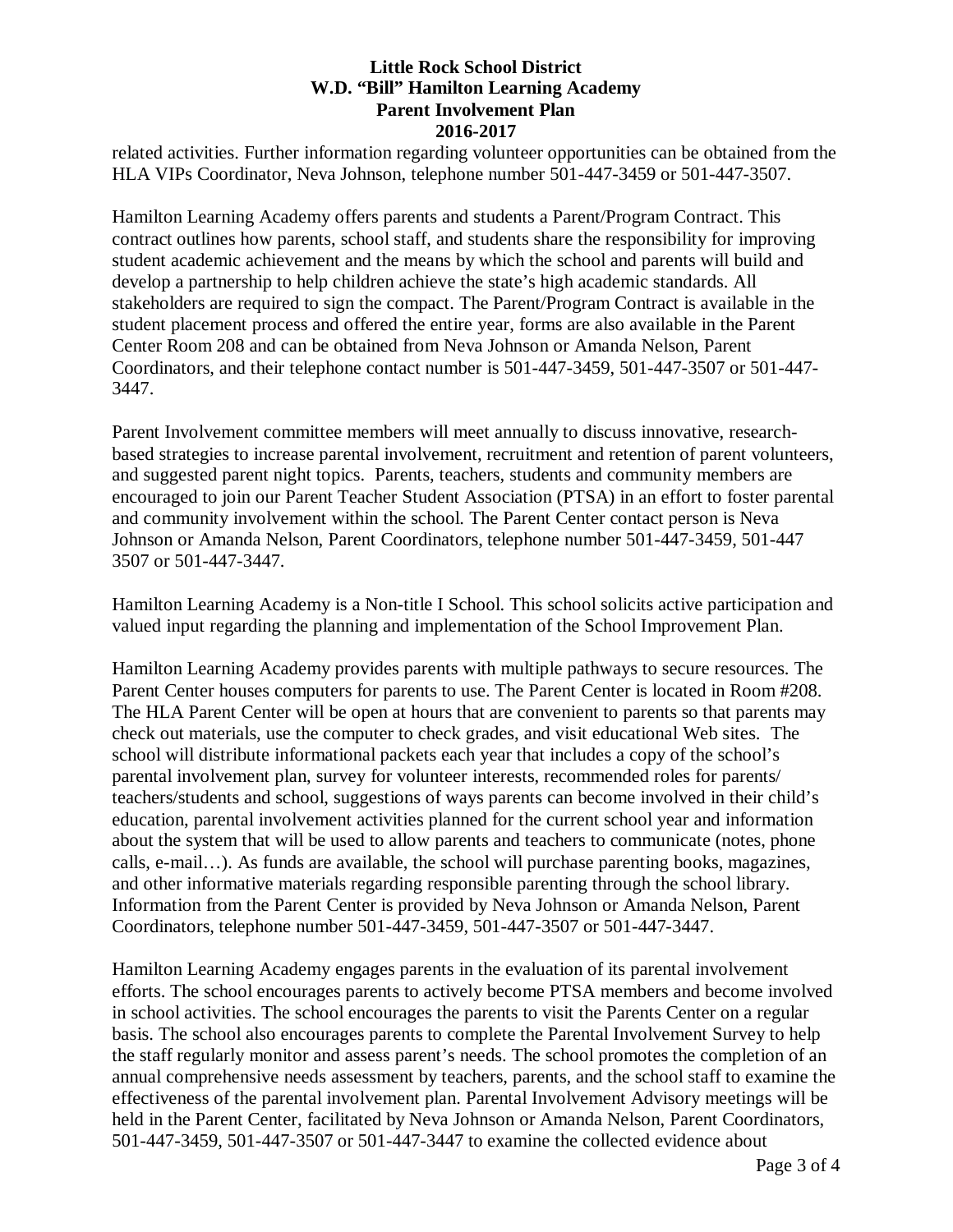related activities. Further information regarding volunteer opportunities can be obtained from the HLA VIPs Coordinator, Neva Johnson, telephone number 501-447-3459 or 501-447-3507.

Hamilton Learning Academy offers parents and students a Parent/Program Contract. This contract outlines how parents, school staff, and students share the responsibility for improving student academic achievement and the means by which the school and parents will build and develop a partnership to help children achieve the state's high academic standards. All stakeholders are required to sign the compact. The Parent/Program Contract is available in the student placement process and offered the entire year, forms are also available in the Parent Center Room 208 and can be obtained from Neva Johnson or Amanda Nelson, Parent Coordinators, and their telephone contact number is 501-447-3459, 501-447-3507 or 501-447-3447.

Parent Involvement committee members will meet annually to discuss innovative, research-based strategies to increase parental involvement, recruitment and retention of parent volunteers, and suggested parent night topics. Parents, teachers, students and community members are encouraged to join our Parent Teacher Student Association (PTSA) in an effort to foster parental and community involvement within the school. The Parent Center contact person is Neva Johnson or Amanda Nelson, Parent Coordinators, telephone number 501-447-3459, 501-447 3507 or 501-447-3447.

Hamilton Learning Academy is a Non-title I School. This school solicits active participation and valued input regarding the planning and implementation of the School Improvement Plan.

Hamilton Learning Academy provides parents with multiple pathways to secure resources. The Parent Center houses computers for parents to use. The Parent Center is located in Room #208. The HLA Parent Center will be open at hours that are convenient to parents so that parents may check out materials, use the computer to check grades, and visit educational Web sites. The school will distribute informational packets each year that includes a copy of the school's parental involvement plan, survey for volunteer interests, recommended roles for parents/ teachers/students and school, suggestions of ways parents can become involved in their child's education, parental involvement activities planned for the current school year and information about the system that will be used to allow parents and teachers to communicate (notes, phone calls, e-mail…). As funds are available, the school will purchase parenting books, magazines, and other informative materials regarding responsible parenting through the school library. Information from the Parent Center is provided by Neva Johnson or Amanda Nelson, Parent Coordinators, telephone number 501-447-3459, 501-447-3507 or 501-447-3447.

Hamilton Learning Academy engages parents in the evaluation of its parental involvement efforts. The school encourages parents to actively become PTSA members and become involved in school activities. The school encourages the parents to visit the Parents Center on a regular basis. The school also encourages parents to complete the Parental Involvement Survey to help the staff regularly monitor and assess parent's needs. The school promotes the completion of an annual comprehensive needs assessment by teachers, parents, and the school staff to examine the effectiveness of the parental involvement plan. Parental Involvement Advisory meetings will be held in the Parent Center, facilitated by Neva Johnson or Amanda Nelson, Parent Coordinators, 501-447-3459, 501-447-3507 or 501-447-3447 to examine the collected evidence about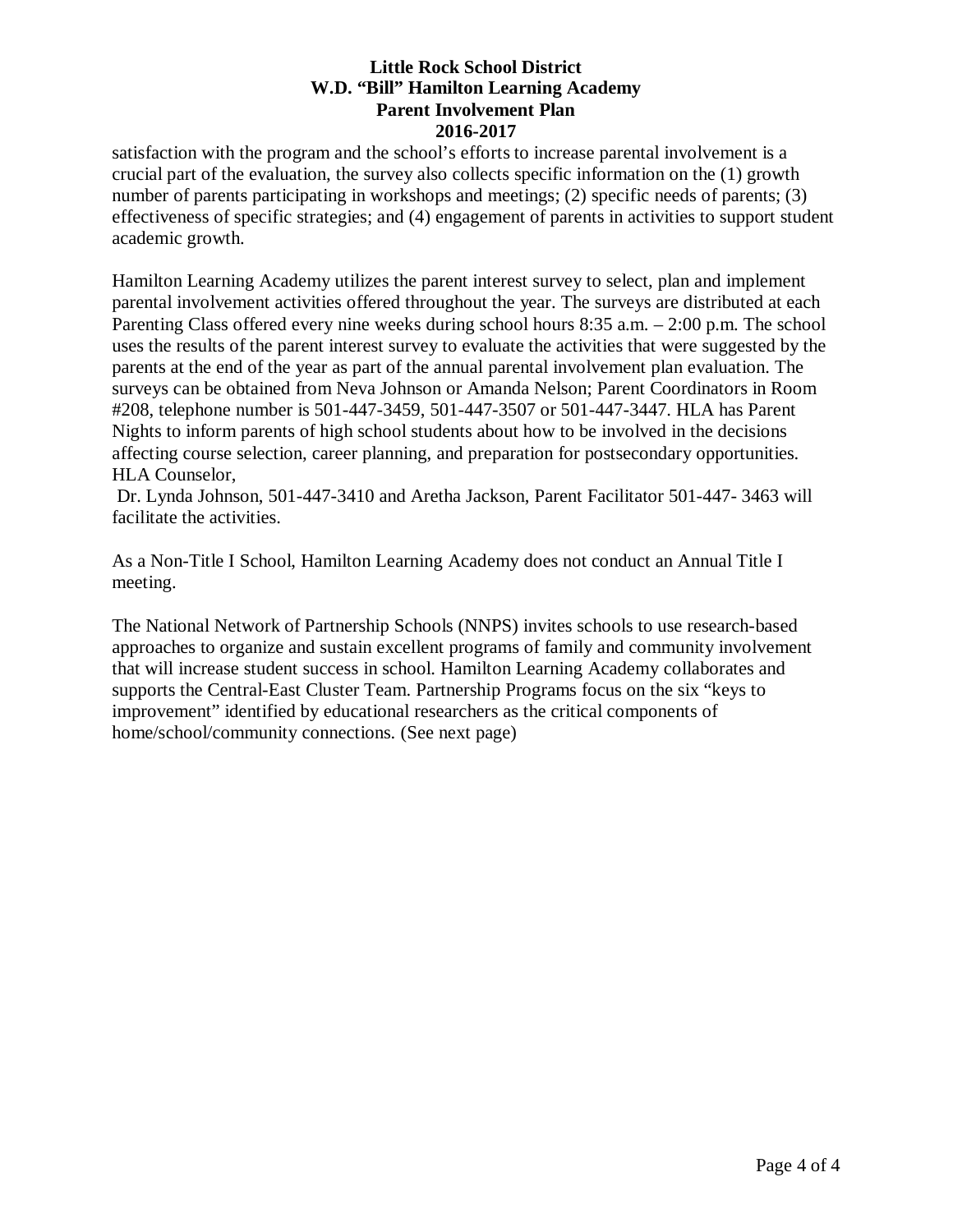satisfaction with the program and the school's efforts to increase parental involvement is a crucial part of the evaluation, the survey also collects specific information on the (1) growth number of parents participating in workshops and meetings; (2) specific needs of parents; (3) effectiveness of specific strategies; and (4) engagement of parents in activities to support student academic growth.

Hamilton Learning Academy utilizes the parent interest survey to select, plan and implement parental involvement activities offered throughout the year. The surveys are distributed at each Parenting Class offered every nine weeks during school hours 8:35 a.m. – 2:00 p.m. The school uses the results of the parent interest survey to evaluate the activities that were suggested by the parents at the end of the year as part of the annual parental involvement plan evaluation. The surveys can be obtained from Neva Johnson or Amanda Nelson; Parent Coordinators in Room #208, telephone number is 501-447-3459, 501-447-3507 or 501-447-3447. HLA has Parent Nights to inform parents of high school students about how to be involved in the decisions affecting course selection, career planning, and preparation for postsecondary opportunities. HLA Counselor,
Dr. Lynda Johnson, 501-447-3410 and Aretha Jackson, Parent Facilitator 501-447- 3463 will facilitate the activities.

As a Non-Title I School, Hamilton Learning Academy does not conduct an Annual Title I meeting.

The National Network of Partnership Schools (NNPS) invites schools to use research-based approaches to organize and sustain excellent programs of family and community involvement that will increase student success in school. Hamilton Learning Academy collaborates and supports the Central-East Cluster Team. Partnership Programs focus on the six "keys to improvement" identified by educational researchers as the critical components of home/school/community connections. (See next page)